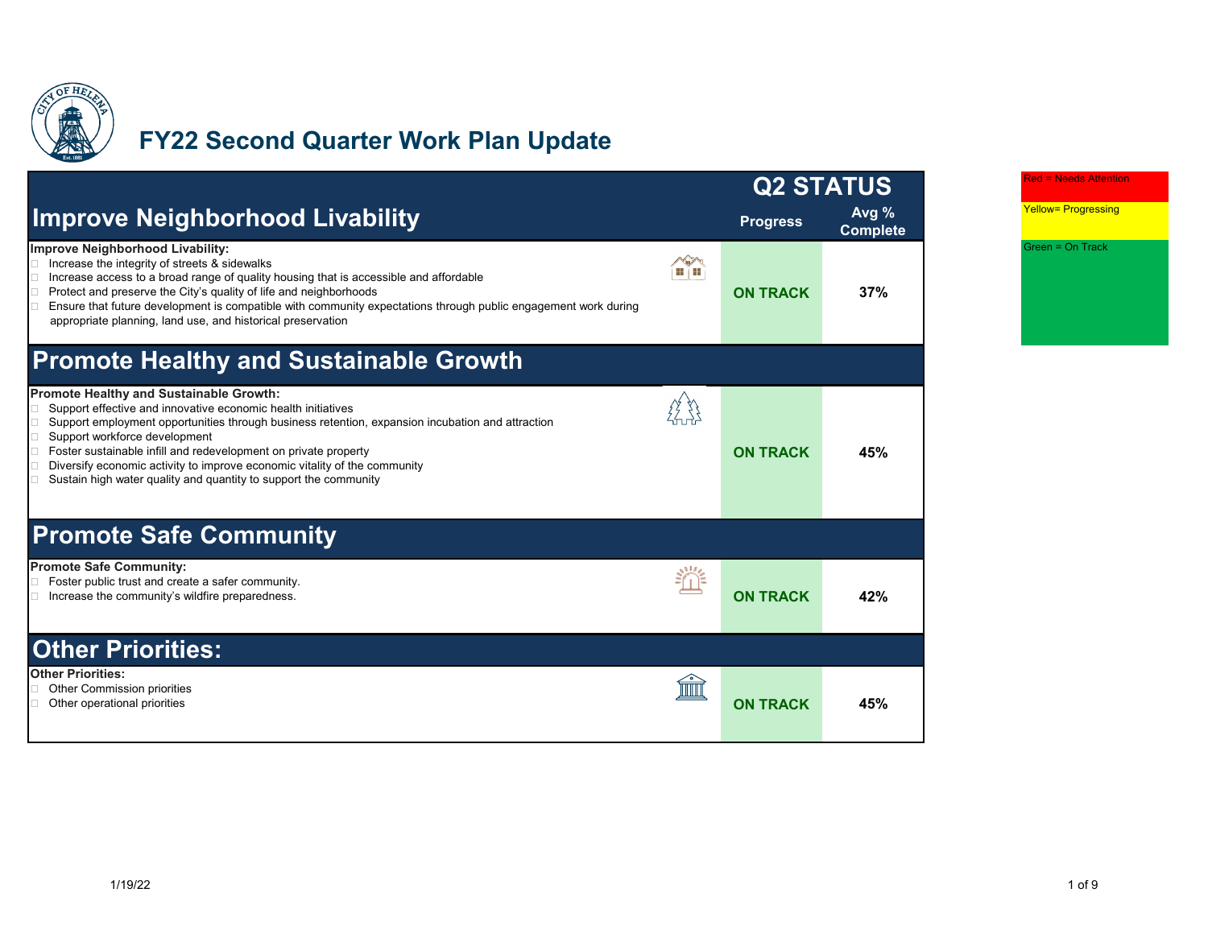# FY22 Second Quarter Work Plan Update

| | Q2 STATUS | |
|---|---|---|
| **Improve Neighborhood Livability** | **Progress** | **Avg % Complete** |
| **Improve Neighborhood Livability:**<br>- Increase the integrity of streets & sidewalks<br>- Increase access to a broad range of quality housing that is accessible and affordable<br>- Protect and preserve the City's quality of life and neighborhoods<br>- Ensure that future development is compatible with community expectations through public engagement work during appropriate planning, land use, and historical preservation | **ON TRACK** | **37%** |
| **Promote Healthy and Sustainable Growth** | | |
| **Promote Healthy and Sustainable Growth:**<br>- Support effective and innovative economic health initiatives<br>- Support employment opportunities through business retention, expansion incubation and attraction<br>- Support workforce development<br>- Foster sustainable infill and redevelopment on private property<br>- Diversify economic activity to improve economic vitality of the community<br>- Sustain high water quality and quantity to support the community | **ON TRACK** | **45%** |
| **Promote Safe Community** | | |
| **Promote Safe Community:**<br>- Foster public trust and create a safer community.<br>- Increase the community's wildfire preparedness. | **ON TRACK** | **42%** |
| **Other Priorities:** | | |
| **Other Priorities:**<br>- Other Commission priorities<br>- Other operational priorities | **ON TRACK** | **45%** |

Red = Needs Attention

Yellow= Progressing

Green = On Track

1/19/22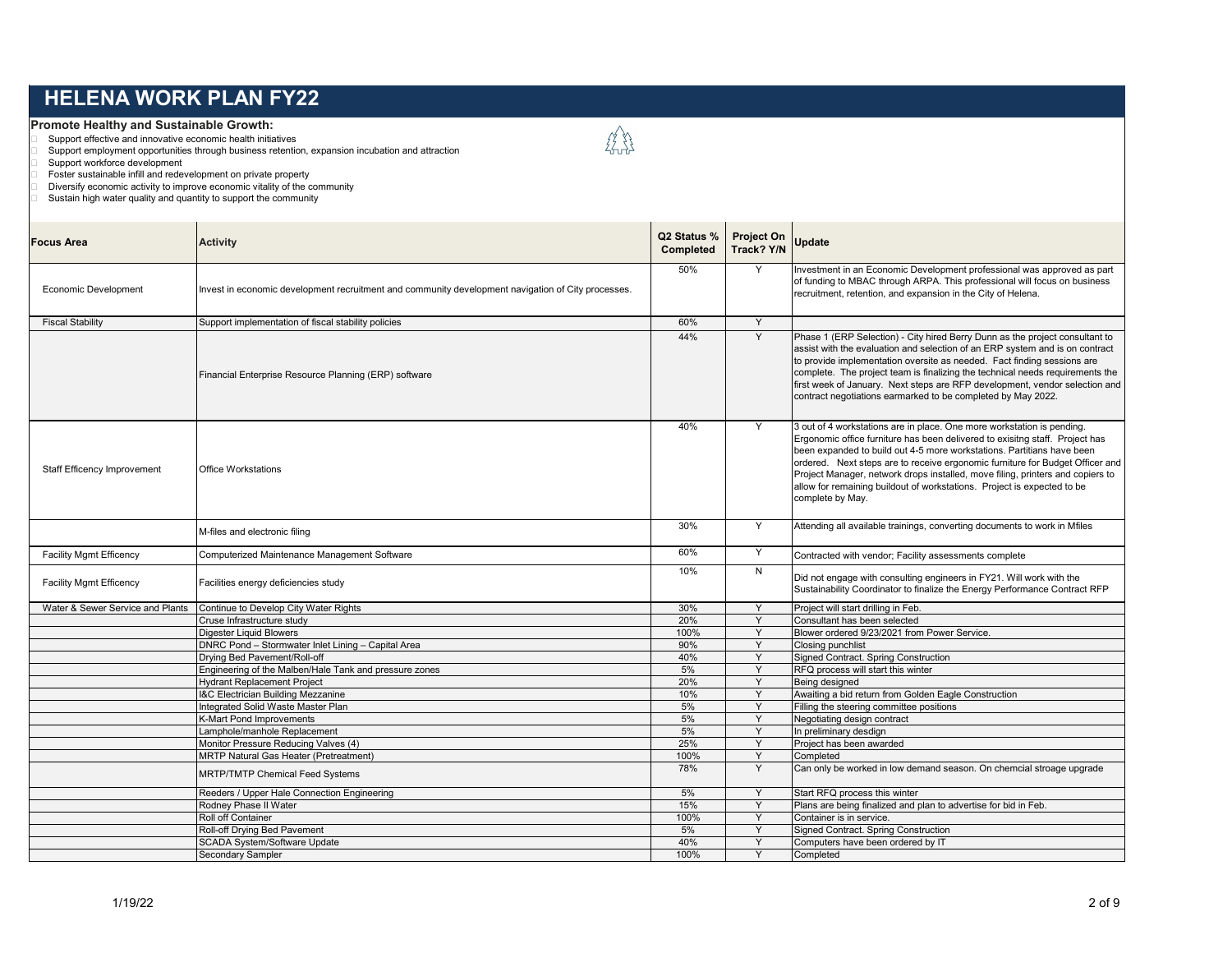# HELENA WORK PLAN FY22

**Promote Healthy and Sustainable Growth:**

- Support effective and innovative economic health initiatives
- Support employment opportunities through business retention, expansion incubation and attraction
- Support workforce development
- Foster sustainable infill and redevelopment on private property
- Diversify economic activity to improve economic vitality of the community
- Sustain high water quality and quantity to support the community

| Focus Area | Activity | Q2 Status % Completed | Project On Track? Y/N | Update |
|---|---|---|---|---|
| Economic Development | Invest in economic development recruitment and community development navigation of City processes. | 50% | Y | Investment in an Economic Development professional was approved as part of funding to MBAC through ARPA. This professional will focus on business recruitment, retention, and expansion in the City of Helena. |
| Fiscal Stability | Support implementation of fiscal stability policies | 60% | Y | |
| | Financial Enterprise Resource Planning (ERP) software | 44% | Y | Phase 1 (ERP Selection) - City hired Berry Dunn as the project consultant to assist with the evaluation and selection of an ERP system and is on contract to provide implementation oversite as needed. Fact finding sessions are complete. The project team is finalizing the technical needs requirements the first week of January. Next steps are RFP development, vendor selection and contract negotiations earmarked to be completed by May 2022. |
| Staff Efficency Improvement | Office Workstations | 40% | Y | 3 out of 4 workstations are in place. One more workstation is pending. Ergonomic office furniture has been delivered to exisitng staff. Project has been expanded to build out 4-5 more workstations. Partitians have been ordered. Next steps are to receive ergonomic furniture for Budget Officer and Project Manager, network drops installed, move filing, printers and copiers to allow for remaining buildout of workstations. Project is expected to be complete by May. |
| | M-files and electronic filing | 30% | Y | Attending all available trainings, converting documents to work in Mfiles |
| Facility Mgmt Efficency | Computerized Maintenance Management Software | 60% | Y | Contracted with vendor; Facility assessments complete |
| Facility Mgmt Efficency | Facilities energy deficiencies study | 10% | N | Did not engage with consulting engineers in FY21. Will work with the Sustainability Coordinator to finalize the Energy Performance Contract RFP |
| Water & Sewer Service and Plants | Continue to Develop City Water Rights | 30% | Y | Project will start drilling in Feb. |
| | Cruse Infrastructure study | 20% | Y | Consultant has been selected |
| | Digester Liquid Blowers | 100% | Y | Blower ordered 9/23/2021 from Power Service. |
| | DNRC Pond – Stormwater Inlet Lining – Capital Area | 90% | Y | Closing punchlist |
| | Drying Bed Pavement/Roll-off | 40% | Y | Signed Contract. Spring Construction |
| | Engineering of the Malben/Hale Tank and pressure zones | 5% | Y | RFQ process will start this winter |
| | Hydrant Replacement Project | 20% | Y | Being designed |
| | I&C Electrician Building Mezzanine | 10% | Y | Awaiting a bid return from Golden Eagle Construction |
| | Integrated Solid Waste Master Plan | 5% | Y | Filling the steering committee positions |
| | K-Mart Pond Improvements | 5% | Y | Negotiating design contract |
| | Lamphole/manhole Replacement | 5% | Y | In preliminary desdign |
| | Monitor Pressure Reducing Valves (4) | 25% | Y | Project has been awarded |
| | MRTP Natural Gas Heater (Pretreatment) | 100% | Y | Completed |
| | MRTP/TMTP Chemical Feed Systems | 78% | Y | Can only be worked in low demand season. On chemcial stroage upgrade |
| | Reeders / Upper Hale Connection Engineering | 5% | Y | Start RFQ process this winter |
| | Rodney Phase II Water | 15% | Y | Plans are being finalized and plan to advertise for bid in Feb. |
| | Roll off Container | 100% | Y | Container is in service. |
| | Roll-off Drying Bed Pavement | 5% | Y | Signed Contract. Spring Construction |
| | SCADA System/Software Update | 40% | Y | Computers have been ordered by IT |
| | Secondary Sampler | 100% | Y | Completed |

1/19/22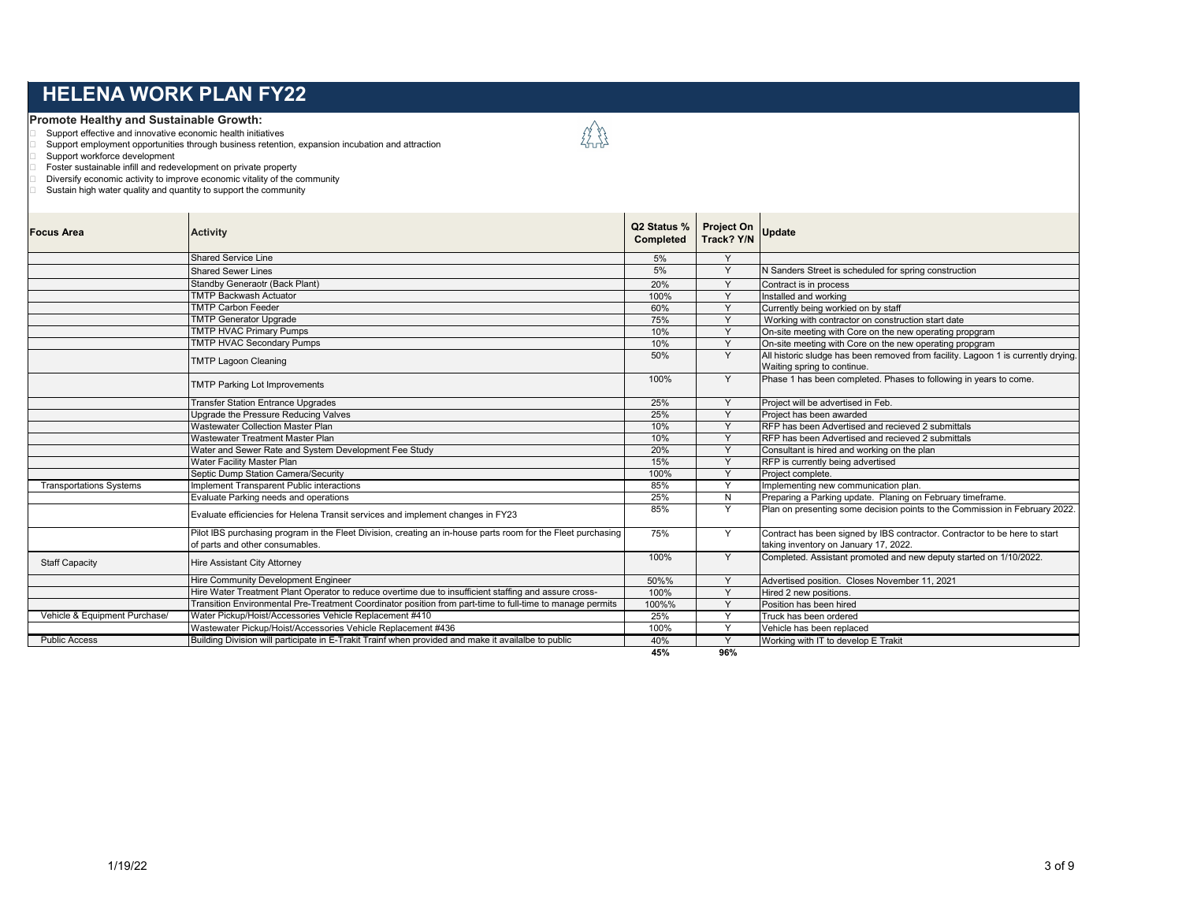# HELENA WORK PLAN FY22

**Promote Healthy and Sustainable Growth:**

- Support effective and innovative economic health initiatives
- Support employment opportunities through business retention, expansion incubation and attraction
- Support workforce development
- Foster sustainable infill and redevelopment on private property
- Diversify economic activity to improve economic vitality of the community
- Sustain high water quality and quantity to support the community

| Focus Area | Activity | Q2 Status % Completed | Project On Track? Y/N | Update |
|---|---|---|---|---|
| | Shared Service Line | 5% | Y | |
| | Shared Sewer Lines | 5% | Y | N Sanders Street is scheduled for spring construction |
| | Standby Generaotr (Back Plant) | 20% | Y | Contract is in process |
| | TMTP Backwash Actuator | 100% | Y | Installed and working |
| | TMTP Carbon Feeder | 60% | Y | Currently being workied on by staff |
| | TMTP Generator Upgrade | 75% | Y | Working with contractor on construction start date |
| | TMTP HVAC Primary Pumps | 10% | Y | On-site meeting with Core on the new operating propgram |
| | TMTP HVAC Secondary Pumps | 10% | Y | On-site meeting with Core on the new operating propgram |
| | TMTP Lagoon Cleaning | 50% | Y | All historic sludge has been removed from facility. Lagoon 1 is currently drying. Waiting spring to continue. |
| | TMTP Parking Lot Improvements | 100% | Y | Phase 1 has been completed. Phases to following in years to come. |
| | Transfer Station Entrance Upgrades | 25% | Y | Project will be advertised in Feb. |
| | Upgrade the Pressure Reducing Valves | 25% | Y | Project has been awarded |
| | Wastewater Collection Master Plan | 10% | Y | RFP has been Advertised and recieved 2 submittals |
| | Wastewater Treatment Master Plan | 10% | Y | RFP has been Advertised and recieved 2 submittals |
| | Water and Sewer Rate and System Development Fee Study | 20% | Y | Consultant is hired and working on the plan |
| | Water Facility Master Plan | 15% | Y | RFP is currently being advertised |
| | Septic Dump Station Camera/Security | 100% | Y | Project complete. |
| Transportations Systems | Implement Transparent Public interactions | 85% | Y | Implementing new communication plan. |
| | Evaluate Parking needs and operations | 25% | N | Preparing a Parking update. Planing on February timeframe. |
| | Evaluate efficiencies for Helena Transit services and implement changes in FY23 | 85% | Y | Plan on presenting some decision points to the Commission in February 2022. |
| | Pilot IBS purchasing program in the Fleet Division, creating an in-house parts room for the Fleet purchasing of parts and other consumables. | 75% | Y | Contract has been signed by IBS contractor. Contractor to be here to start taking inventory on January 17, 2022. |
| Staff Capacity | Hire Assistant City Attorney | 100% | Y | Completed. Assistant promoted and new deputy started on 1/10/2022. |
| | Hire Community Development Engineer | 50%% | Y | Advertised position. Closes November 11, 2021 |
| | Hire Water Treatment Plant Operator to reduce overtime due to insufficient staffing and assure cross- | 100% | Y | Hired 2 new positions. |
| | Transition Environmental Pre-Treatment Coordinator position from part-time to full-time to manage permits | 100%% | Y | Position has been hired |
| Vehicle & Equipment Purchase/ | Water Pickup/Hoist/Accessories Vehicle Replacement #410 | 25% | Y | Truck has been ordered |
| | Wastewater Pickup/Hoist/Accessories Vehicle Replacement #436 | 100% | Y | Vehicle has been replaced |
| Public Access | Building Division will participate in E-Trakit Trainf when provided and make it availalbe to public | 40% | Y | Working with IT to develop E Trakit |
| | | 45% | 96% | |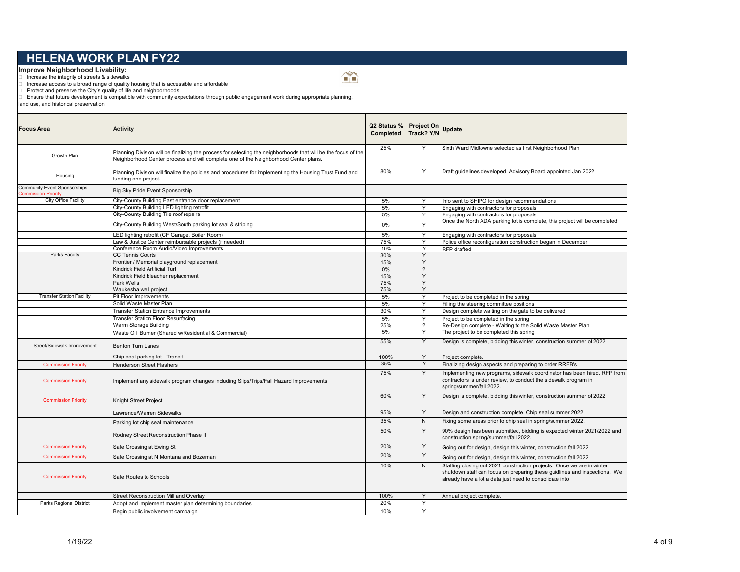# HELENA WORK PLAN FY22

**Improve Neighborhood Livability:**

- Increase the integrity of streets & sidewalks
- Increase access to a broad range of quality housing that is accessible and affordable
- Protect and preserve the City's quality of life and neighborhoods
- Ensure that future development is compatible with community expectations through public engagement work during appropriate planning, land use, and historical preservation

| Focus Area | Activity | Q2 Status % Completed | Project On Track? Y/N | Update |
|---|---|---|---|---|
| Growth Plan | Planning Division will be finalizing the process for selecting the neighborhoods that will be the focus of the Neighborhood Center process and will complete one of the Neighborhood Center plans. | 25% | Y | Sixth Ward Midtowne selected as first Neighborhood Plan |
| Housing | Planning Division will finalize the policies and procedures for implementing the Housing Trust Fund and funding one project. | 80% | Y | Draft guidelines developed. Advisory Board appointed Jan 2022 |
| Community Event Sponsorships Commission Priority | Big Sky Pride Event Sponsorship | | | |
| City Office Facility | City-County Building East entrance door replacement | 5% | Y | Info sent to SHIPO for design recommendations |
| | City-County Building LED lighting retrofit | 5% | Y | Engaging with contractors for proposals |
| | City-County Building Tile roof repairs | 5% | Y | Engaging with contractors for proposals |
| | City-County Building West/South parking lot seal & striping | 0% | Y | Once the North ADA parking lot is complete, this project will be completed |
| | LED lighting retrofit (CF Garage, Boiler Room) | 5% | Y | Engaging with contractors for proposals |
| | Law & Justice Center reimbursable projects (if needed) | 75% | Y | Police office reconfiguration construction began in December |
| | Conference Room Audio/Video Improvements | 10% | Y | RFP drafted |
| Parks Facility | CC Tennis Courts | 30% | Y | |
| | Frontier / Memorial playground replacement | 15% | Y | |
| | Kindrick Field Artificial Turf | 0% | ? | |
| | Kindrick Field bleacher replacement | 15% | Y | |
| | Park Wells | 75% | Y | |
| | Waukesha well project | 75% | Y | |
| Transfer Station Facility | Pit Floor Improvements | 5% | Y | Project to be completed in the spring |
| | Solid Waste Master Plan | 5% | Y | Filling the steering committee positions |
| | Transfer Station Entrance Improvements | 30% | Y | Design complete waiting on the gate to be delivered |
| | Transfer Station Floor Resurfacing | 5% | Y | Project to be completed in the spring |
| | Warm Storage Building | 25% | ? | Re-Design complete - Waiting to the Solid Waste Master Plan |
| | Waste Oil Burner (Shared w/Residential & Commercial) | 5% | Y | The project to be completed this spring |
| Street/Sidewalk Improvement | Benton Turn Lanes | 55% | Y | Design is complete, bidding this winter, construction summer of 2022 |
| | Chip seal parking lot - Transit | 100% | Y | Project complete. |
| Commission Priority | Henderson Street Flashers | 35% | Y | Finalizing design aspects and preparing to order RRFB's |
| Commission Priority | Implement any sidewalk program changes including Slips/Trips/Fall Hazard Improvements | 75% | Y | Implementing new programs, sidewalk coordinator has been hired. RFP from contractors is under review, to conduct the sidewalk program in spring/summer/fall 2022. |
| Commission Priority | Knight Street Project | 60% | Y | Design is complete, bidding this winter, construction summer of 2022 |
| | Lawrence/Warren Sidewalks | 95% | Y | Design and construction complete. Chip seal summer 2022 |
| | Parking lot chip seal maintenance | 35% | N | Fixing some areas prior to chip seal in spring/summer 2022. |
| | Rodney Street Reconstruction Phase II | 50% | Y | 90% design has been submitted, bidding is expected winter 2021/2022 and construction spring/summer/fall 2022. |
| Commission Priority | Safe Crossing at Ewing St | 20% | Y | Going out for design, design this winter, construction fall 2022 |
| Commission Priority | Safe Crossing at N Montana and Bozeman | 20% | Y | Going out for design, design this winter, construction fall 2022 |
| Commission Priority | Safe Routes to Schools | 10% | N | Staffing closing out 2021 construction projects. Once we are in winter shutdown staff can focus on preparing these guidlines and inspections. We already have a lot a data just need to consolidate into |
| | Street Reconstruction Mill and Overlay | 100% | Y | Annual project complete. |
| Parks Regional District | Adopt and implement master plan determining boundaries | 20% | Y | |
| | Begin public involvement campaign | 10% | Y | |

1/19/22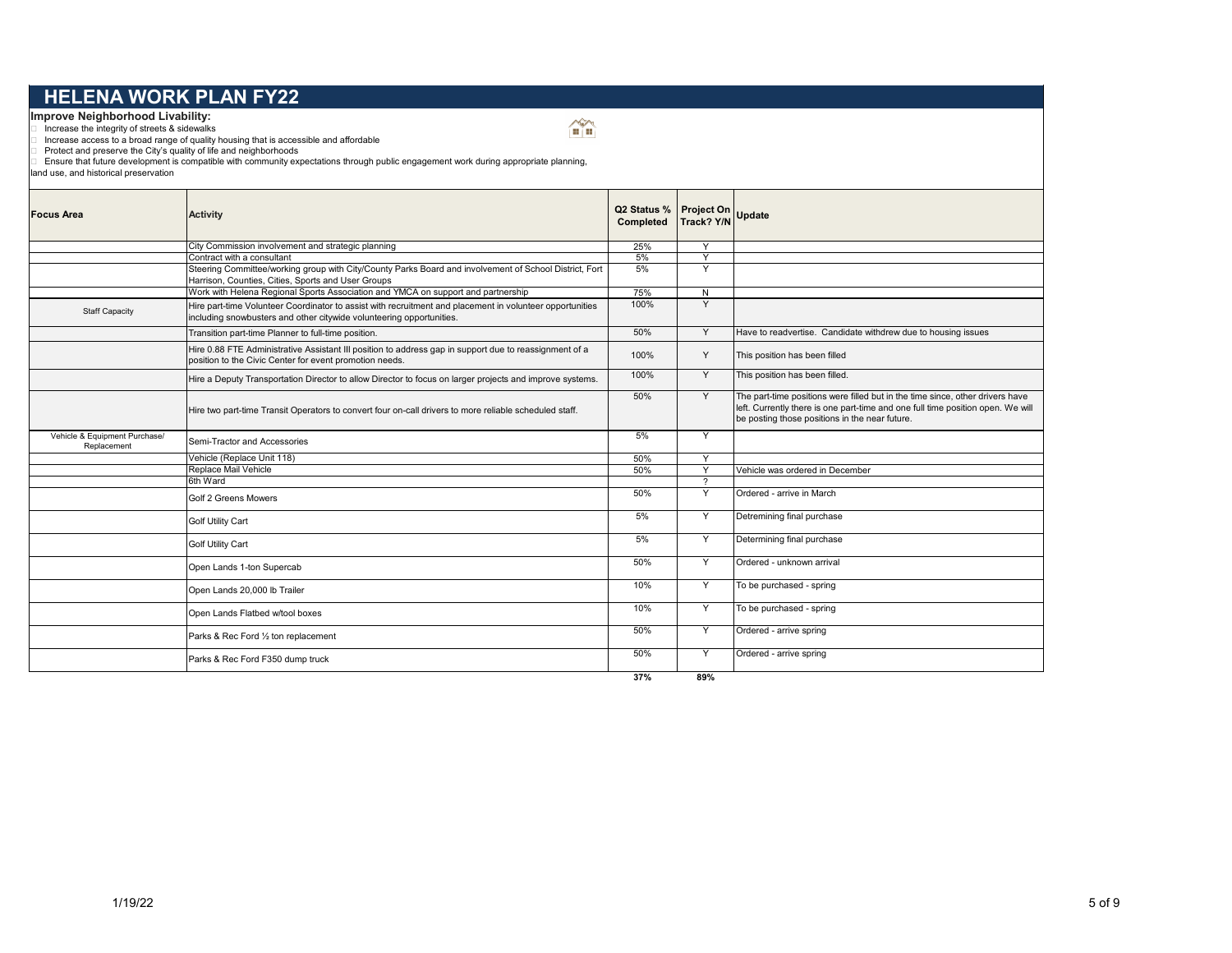# HELENA WORK PLAN FY22

**Improve Neighborhood Livability:**

- Increase the integrity of streets & sidewalks
- Increase access to a broad range of quality housing that is accessible and affordable
- Protect and preserve the City's quality of life and neighborhoods
- Ensure that future development is compatible with community expectations through public engagement work during appropriate planning, land use, and historical preservation

| Focus Area | Activity | Q2 Status % Completed | Project On Track? Y/N | Update |
|---|---|---|---|---|
| | City Commission involvement and strategic planning | 25% | Y | |
| | Contract with a consultant | 5% | Y | |
| | Steering Committee/working group with City/County Parks Board and involvement of School District, Fort Harrison, Counties, Cities, Sports and User Groups | 5% | Y | |
| | Work with Helena Regional Sports Association and YMCA on support and partnership | 75% | N | |
| Staff Capacity | Hire part-time Volunteer Coordinator to assist with recruitment and placement in volunteer opportunities including snowbusters and other citywide volunteering opportunities. | 100% | Y | |
| | Transition part-time Planner to full-time position. | 50% | Y | Have to readvertise. Candidate withdrew due to housing issues |
| | Hire 0.88 FTE Administrative Assistant III position to address gap in support due to reassignment of a position to the Civic Center for event promotion needs. | 100% | Y | This position has been filled |
| | Hire a Deputy Transportation Director to allow Director to focus on larger projects and improve systems. | 100% | Y | This position has been filled. |
| | Hire two part-time Transit Operators to convert four on-call drivers to more reliable scheduled staff. | 50% | Y | The part-time positions were filled but in the time since, other drivers have left. Currently there is one part-time and one full time position open. We will be posting those positions in the near future. |
| Vehicle & Equipment Purchase/ Replacement | Semi-Tractor and Accessories | 5% | Y | |
| | Vehicle (Replace Unit 118) | 50% | Y | |
| | Replace Mail Vehicle | 50% | Y | Vehicle was ordered in December |
| | 6th Ward | | ? | |
| | Golf 2 Greens Mowers | 50% | Y | Ordered - arrive in March |
| | Golf Utility Cart | 5% | Y | Detremining final purchase |
| | Golf Utility Cart | 5% | Y | Determining final purchase |
| | Open Lands 1-ton Supercab | 50% | Y | Ordered - unknown arrival |
| | Open Lands 20,000 lb Trailer | 10% | Y | To be purchased - spring |
| | Open Lands Flatbed w/tool boxes | 10% | Y | To be purchased - spring |
| | Parks & Rec Ford ½ ton replacement | 50% | Y | Ordered - arrive spring |
| | Parks & Rec Ford F350 dump truck | 50% | Y | Ordered - arrive spring |
| | | 37% | 89% | |

1/19/22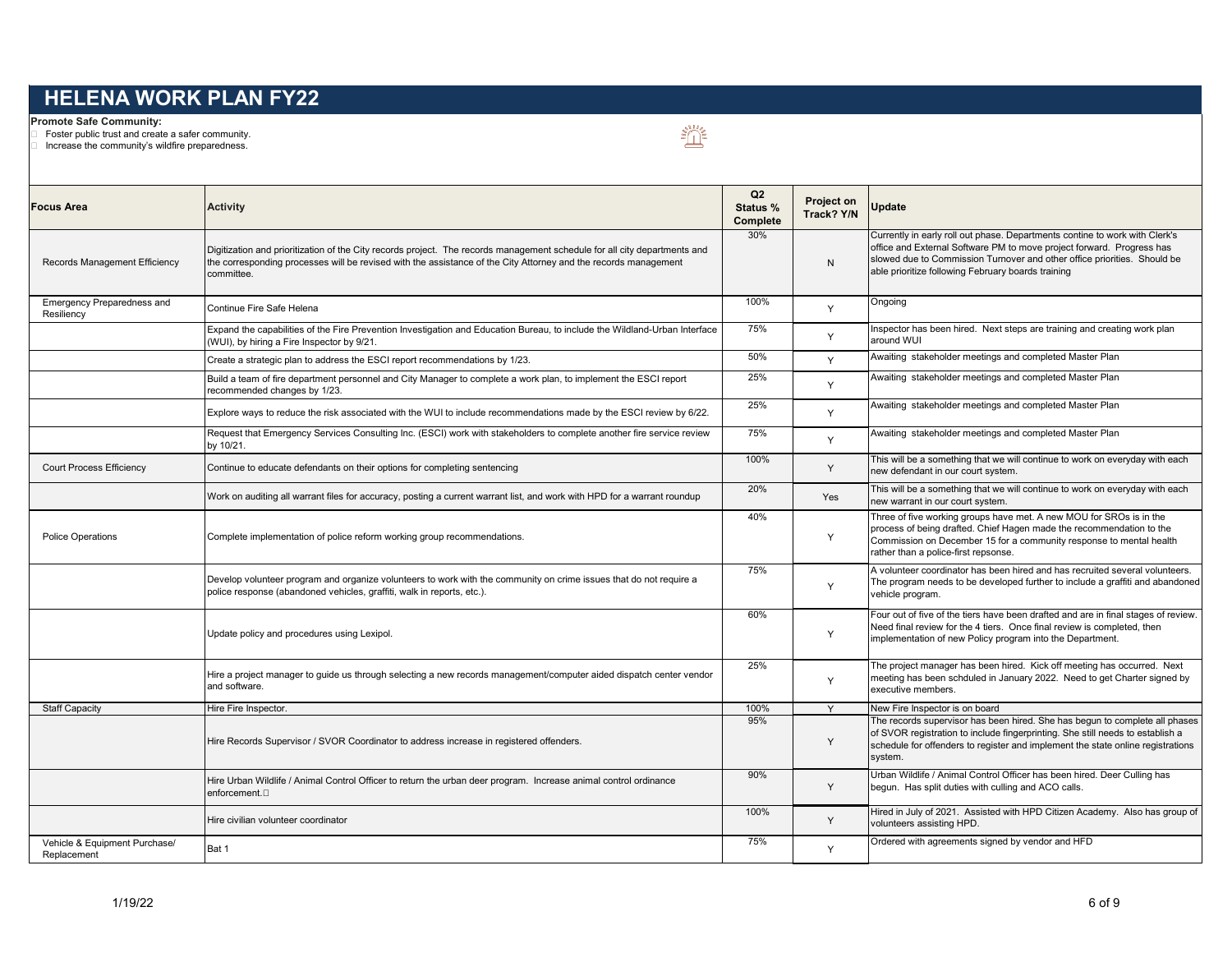# HELENA WORK PLAN FY22

**Promote Safe Community:**

- Foster public trust and create a safer community.
- Increase the community's wildfire preparedness.

| Focus Area | Activity | Q2 Status % Complete | Project on Track? Y/N | Update |
|---|---|---|---|---|
| Records Management Efficiency | Digitization and prioritization of the City records project. The records management schedule for all city departments and the corresponding processes will be revised with the assistance of the City Attorney and the records management committee. | 30% | N | Currently in early roll out phase. Departments contine to work with Clerk's office and External Software PM to move project forward. Progress has slowed due to Commission Turnover and other office priorities. Should be able prioritize following February boards training |
| Emergency Preparedness and Resiliency | Continue Fire Safe Helena | 100% | Y | Ongoing |
| | Expand the capabilities of the Fire Prevention Investigation and Education Bureau, to include the Wildland-Urban Interface (WUI), by hiring a Fire Inspector by 9/21. | 75% | Y | Inspector has been hired. Next steps are training and creating work plan around WUI |
| | Create a strategic plan to address the ESCI report recommendations by 1/23. | 50% | Y | Awaiting stakeholder meetings and completed Master Plan |
| | Build a team of fire department personnel and City Manager to complete a work plan, to implement the ESCI report recommended changes by 1/23. | 25% | Y | Awaiting stakeholder meetings and completed Master Plan |
| | Explore ways to reduce the risk associated with the WUI to include recommendations made by the ESCI review by 6/22. | 25% | Y | Awaiting stakeholder meetings and completed Master Plan |
| | Request that Emergency Services Consulting Inc. (ESCI) work with stakeholders to complete another fire service review by 10/21. | 75% | Y | Awaiting stakeholder meetings and completed Master Plan |
| Court Process Efficiency | Continue to educate defendants on their options for completing sentencing | 100% | Y | This will be a something that we will continue to work on everyday with each new defendant in our court system. |
| | Work on auditing all warrant files for accuracy, posting a current warrant list, and work with HPD for a warrant roundup | 20% | Yes | This will be a something that we will continue to work on everyday with each new warrant in our court system. |
| Police Operations | Complete implementation of police reform working group recommendations. | 40% | Y | Three of five working groups have met. A new MOU for SROs is in the process of being drafted. Chief Hagen made the recommendation to the Commission on December 15 for a community response to mental health rather than a police-first repsonse. |
| | Develop volunteer program and organize volunteers to work with the community on crime issues that do not require a police response (abandoned vehicles, graffiti, walk in reports, etc.). | 75% | Y | A volunteer coordinator has been hired and has recruited several volunteers. The program needs to be developed further to include a graffiti and abandoned vehicle program. |
| | Update policy and procedures using Lexipol. | 60% | Y | Four out of five of the tiers have been drafted and are in final stages of review. Need final review for the 4 tiers. Once final review is completed, then implementation of new Policy program into the Department. |
| | Hire a project manager to guide us through selecting a new records management/computer aided dispatch center vendor and software. | 25% | Y | The project manager has been hired. Kick off meeting has occurred. Next meeting has been schduled in January 2022. Need to get Charter signed by executive members. |
| Staff Capacity | Hire Fire Inspector. | 100% | Y | New Fire Inspector is on board |
| | Hire Records Supervisor / SVOR Coordinator to address increase in registered offenders. | 95% | Y | The records supervisor has been hired. She has begun to complete all phases of SVOR registration to include fingerprinting. She still needs to establish a schedule for offenders to register and implement the state online registrations system. |
| | Hire Urban Wildlife / Animal Control Officer to return the urban deer program. Increase animal control ordinance enforcement. | 90% | Y | Urban Wildlife / Animal Control Officer has been hired. Deer Culling has begun. Has split duties with culling and ACO calls. |
| | Hire civilian volunteer coordinator | 100% | Y | Hired in July of 2021. Assisted with HPD Citizen Academy. Also has group of volunteers assisting HPD. |
| Vehicle & Equipment Purchase/ Replacement | Bat 1 | 75% | Y | Ordered with agreements signed by vendor and HFD |

1/19/22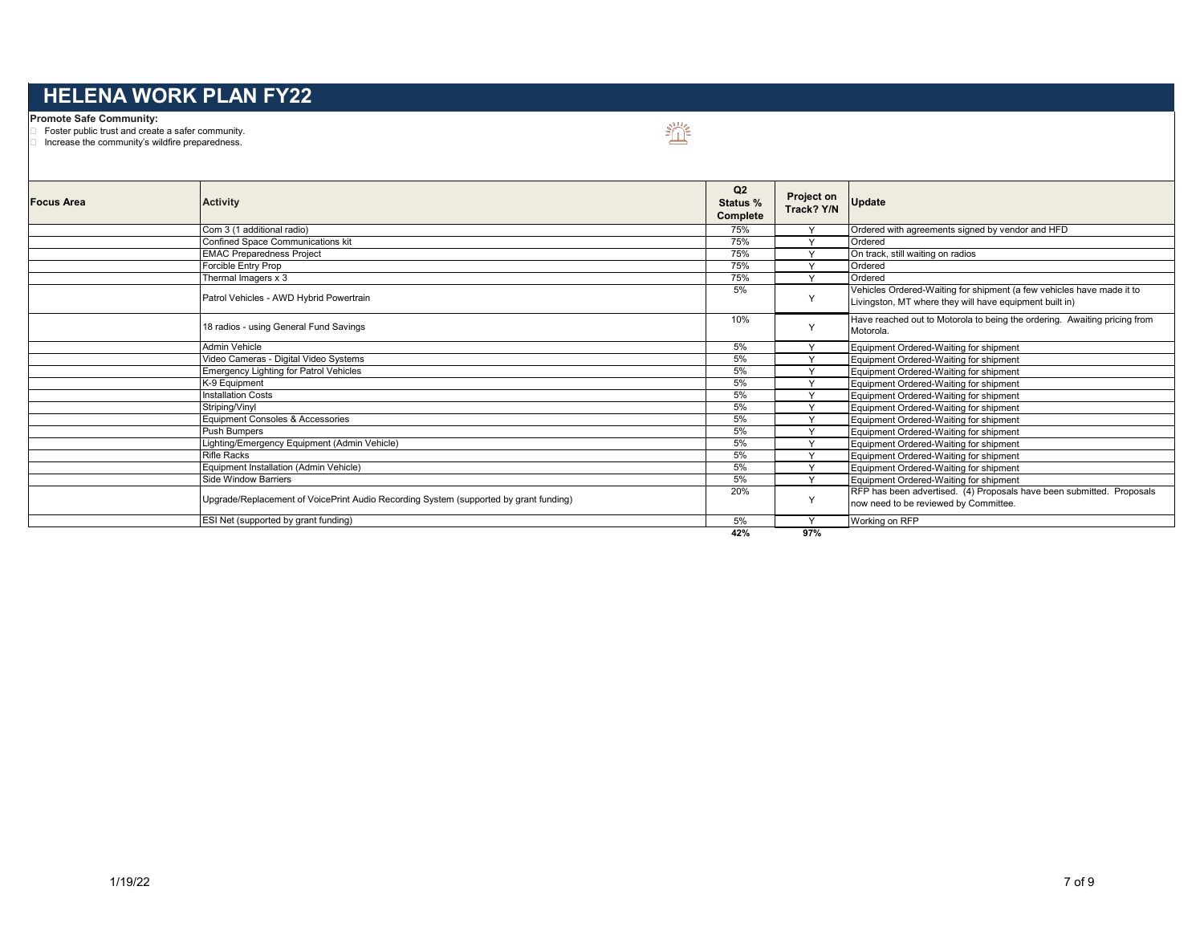# HELENA WORK PLAN FY22

**Promote Safe Community:**

- Foster public trust and create a safer community.
- Increase the community's wildfire preparedness.

| Focus Area | Activity | Q2 Status % Complete | Project on Track? Y/N | Update |
|---|---|---|---|---|
| | Com 3 (1 additional radio) | 75% | Y | Ordered with agreements signed by vendor and HFD |
| | Confined Space Communications kit | 75% | Y | Ordered |
| | EMAC Preparedness Project | 75% | Y | On track, still waiting on radios |
| | Forcible Entry Prop | 75% | Y | Ordered |
| | Thermal Imagers x 3 | 75% | Y | Ordered |
| | Patrol Vehicles - AWD Hybrid Powertrain | 5% | Y | Vehicles Ordered-Waiting for shipment (a few vehicles have made it to Livingston, MT where they will have equipment built in) |
| | 18 radios - using General Fund Savings | 10% | Y | Have reached out to Motorola to being the ordering. Awaiting pricing from Motorola. |
| | Admin Vehicle | 5% | Y | Equipment Ordered-Waiting for shipment |
| | Video Cameras - Digital Video Systems | 5% | Y | Equipment Ordered-Waiting for shipment |
| | Emergency Lighting for Patrol Vehicles | 5% | Y | Equipment Ordered-Waiting for shipment |
| | K-9 Equipment | 5% | Y | Equipment Ordered-Waiting for shipment |
| | Installation Costs | 5% | Y | Equipment Ordered-Waiting for shipment |
| | Striping/Vinyl | 5% | Y | Equipment Ordered-Waiting for shipment |
| | Equipment Consoles & Accessories | 5% | Y | Equipment Ordered-Waiting for shipment |
| | Push Bumpers | 5% | Y | Equipment Ordered-Waiting for shipment |
| | Lighting/Emergency Equipment (Admin Vehicle) | 5% | Y | Equipment Ordered-Waiting for shipment |
| | Rifle Racks | 5% | Y | Equipment Ordered-Waiting for shipment |
| | Equipment Installation (Admin Vehicle) | 5% | Y | Equipment Ordered-Waiting for shipment |
| | Side Window Barriers | 5% | Y | Equipment Ordered-Waiting for shipment |
| | Upgrade/Replacement of VoicePrint Audio Recording System (supported by grant funding) | 20% | Y | RFP has been advertised. (4) Proposals have been submitted. Proposals now need to be reviewed by Committee. |
| | ESI Net (supported by grant funding) | 5% | Y | Working on RFP |
| | | **42%** | **97%** | |

1/19/22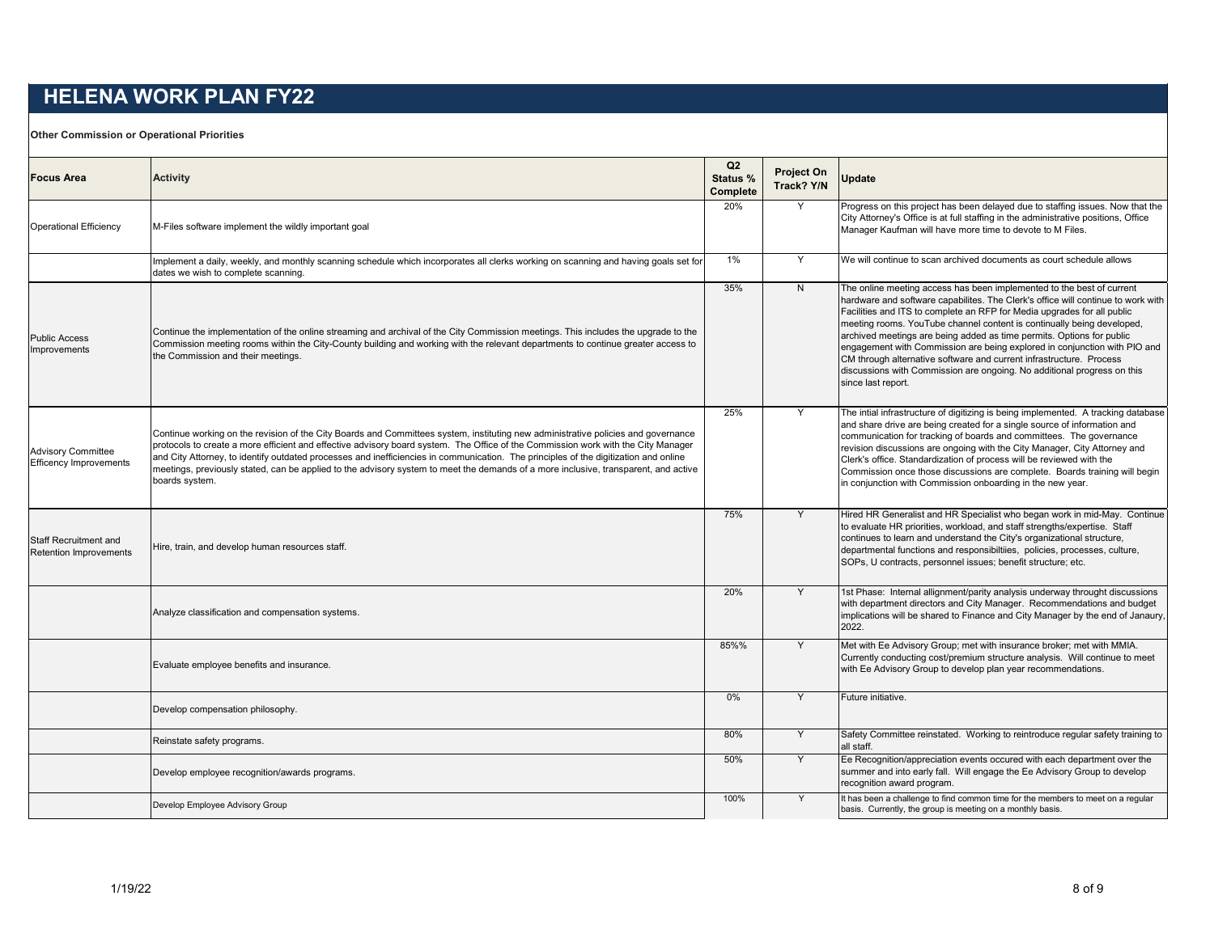# HELENA WORK PLAN FY22

**Other Commission or Operational Priorities**

| Focus Area | Activity | Q2 Status % Complete | Project On Track? Y/N | Update |
|---|---|---|---|---|
| Operational Efficiency | M-Files software implement the wildly important goal | 20% | Y | Progress on this project has been delayed due to staffing issues. Now that the City Attorney's Office is at full staffing in the administrative positions, Office Manager Kaufman will have more time to devote to M Files. |
| | Implement a daily, weekly, and monthly scanning schedule which incorporates all clerks working on scanning and having goals set for dates we wish to complete scanning. | 1% | Y | We will continue to scan archived documents as court schedule allows |
| Public Access Improvements | Continue the implementation of the online streaming and archival of the City Commission meetings. This includes the upgrade to the Commission meeting rooms within the City-County building and working with the relevant departments to continue greater access to the Commission and their meetings. | 35% | N | The online meeting access has been implemented to the best of current hardware and software capabilites. The Clerk's office will continue to work with Facilities and ITS to complete an RFP for Media upgrades for all public meeting rooms. YouTube channel content is continually being developed, archived meetings are being added as time permits. Options for public engagement with Commission are being explored in conjunction with PIO and CM through alternative software and current infrastructure. Process discussions with Commission are ongoing. No additional progress on this since last report. |
| Advisory Committee Efficency Improvements | Continue working on the revision of the City Boards and Committees system, instituting new administrative policies and governance protocols to create a more efficient and effective advisory board system. The Office of the Commission work with the City Manager and City Attorney, to identify outdated processes and inefficiencies in communication. The principles of the digitization and online meetings, previously stated, can be applied to the advisory system to meet the demands of a more inclusive, transparent, and active boards system. | 25% | Y | The intial infrastructure of digitizing is being implemented. A tracking database and share drive are being created for a single source of information and communication for tracking of boards and committees. The governance revision discussions are ongoing with the City Manager, City Attorney and Clerk's office. Standardization of process will be reviewed with the Commission once those discussions are complete. Boards training will begin in conjunction with Commission onboarding in the new year. |
| Staff Recruitment and Retention Improvements | Hire, train, and develop human resources staff. | 75% | Y | Hired HR Generalist and HR Specialist who began work in mid-May. Continue to evaluate HR priorities, workload, and staff strengths/expertise. Staff continues to learn and understand the City's organizational structure, departmental functions and responsibiltiies, policies, processes, culture, SOPs, U contracts, personnel issues; benefit structure; etc. |
| | Analyze classification and compensation systems. | 20% | Y | 1st Phase: Internal allignment/parity analysis underway throught discussions with department directors and City Manager. Recommendations and budget implications will be shared to Finance and City Manager by the end of Janaury, 2022. |
| | Evaluate employee benefits and insurance. | 85%% | Y | Met with Ee Advisory Group; met with insurance broker; met with MMIA. Currently conducting cost/premium structure analysis. Will continue to meet with Ee Advisory Group to develop plan year recommendations. |
| | Develop compensation philosophy. | 0% | Y | Future initiative. |
| | Reinstate safety programs. | 80% | Y | Safety Committee reinstated. Working to reintroduce regular safety training to all staff. |
| | Develop employee recognition/awards programs. | 50% | Y | Ee Recognition/appreciation events occured with each department over the summer and into early fall. Will engage the Ee Advisory Group to develop recognition award program. |
| | Develop Employee Advisory Group | 100% | Y | It has been a challenge to find common time for the members to meet on a regular basis. Currently, the group is meeting on a monthly basis. |

1/19/22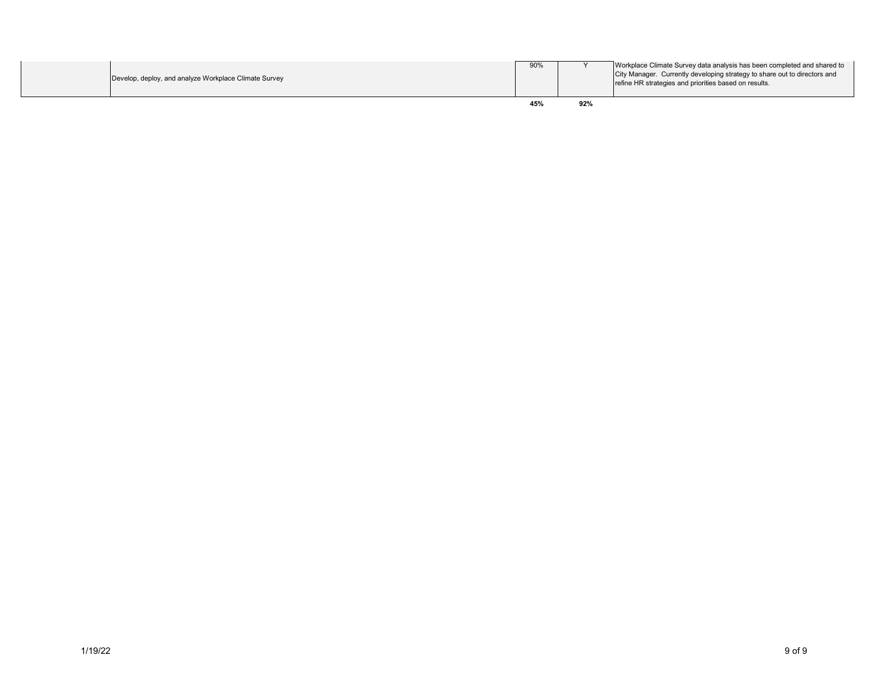| | | | | |
|---|---|---|---|---|
| | Develop, deploy, and analyze Workplace Climate Survey | 90% | Y | Workplace Climate Survey data analysis has been completed and shared to City Manager. Currently developing strategy to share out to directors and refine HR strategies and priorities based on results. |
| | | **45%** | **92%** | |